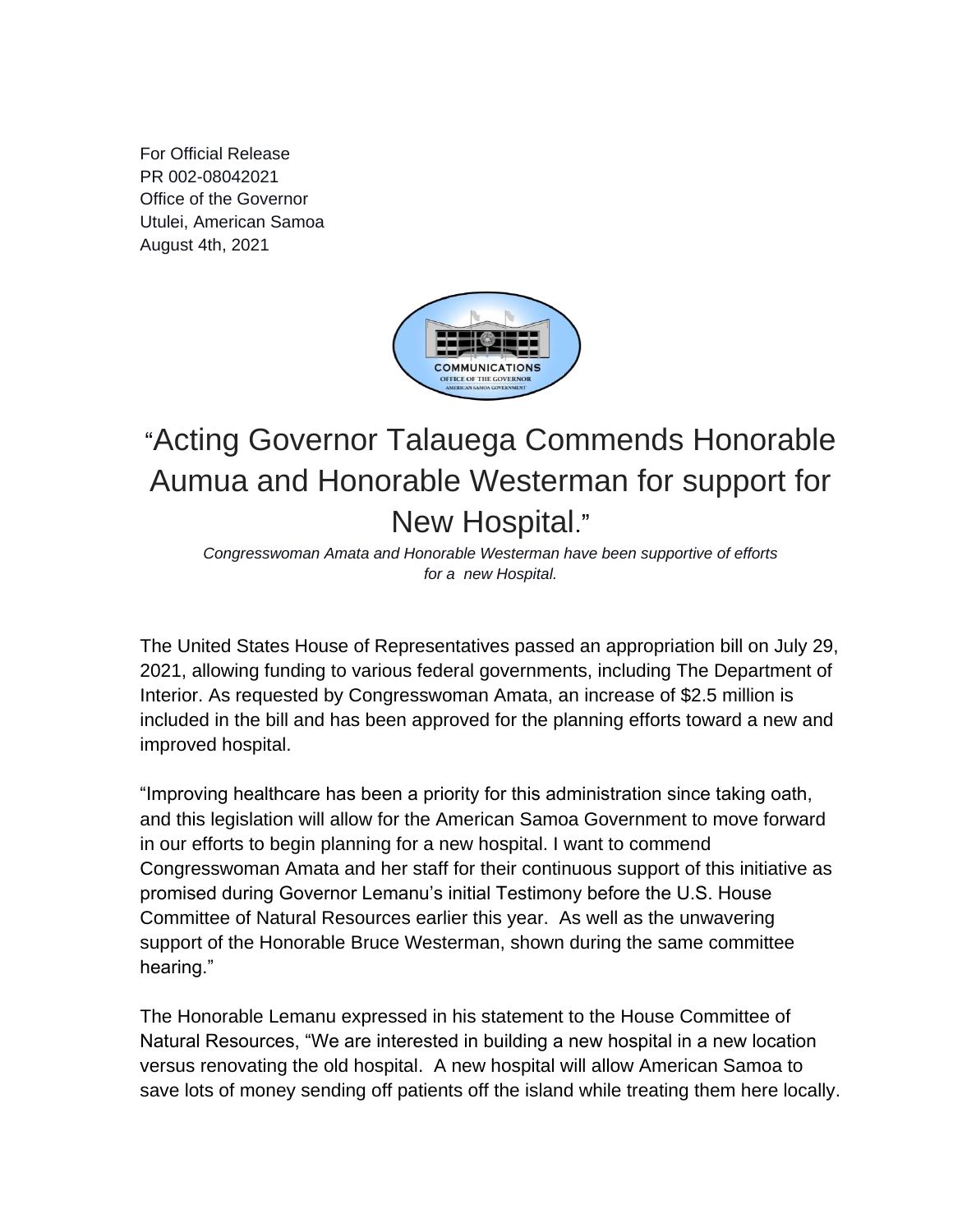For Official Release
PR 002-08042021
Office of the Governor
Utulei, American Samoa
August 4th, 2021

# "Acting Governor Talauega Commends Honorable Aumua and Honorable Westerman for support for New Hospital."

*Congresswoman Amata and Honorable Westerman have been supportive of efforts for a new Hospital.*

The United States House of Representatives passed an appropriation bill on July 29, 2021, allowing funding to various federal governments, including The Department of Interior. As requested by Congresswoman Amata, an increase of $2.5 million is included in the bill and has been approved for the planning efforts toward a new and improved hospital.

"Improving healthcare has been a priority for this administration since taking oath, and this legislation will allow for the American Samoa Government to move forward in our efforts to begin planning for a new hospital. I want to commend Congresswoman Amata and her staff for their continuous support of this initiative as promised during Governor Lemanu's initial Testimony before the U.S. House Committee of Natural Resources earlier this year. As well as the unwavering support of the Honorable Bruce Westerman, shown during the same committee hearing."

The Honorable Lemanu expressed in his statement to the House Committee of Natural Resources, "We are interested in building a new hospital in a new location versus renovating the old hospital. A new hospital will allow American Samoa to save lots of money sending off patients off the island while treating them here locally.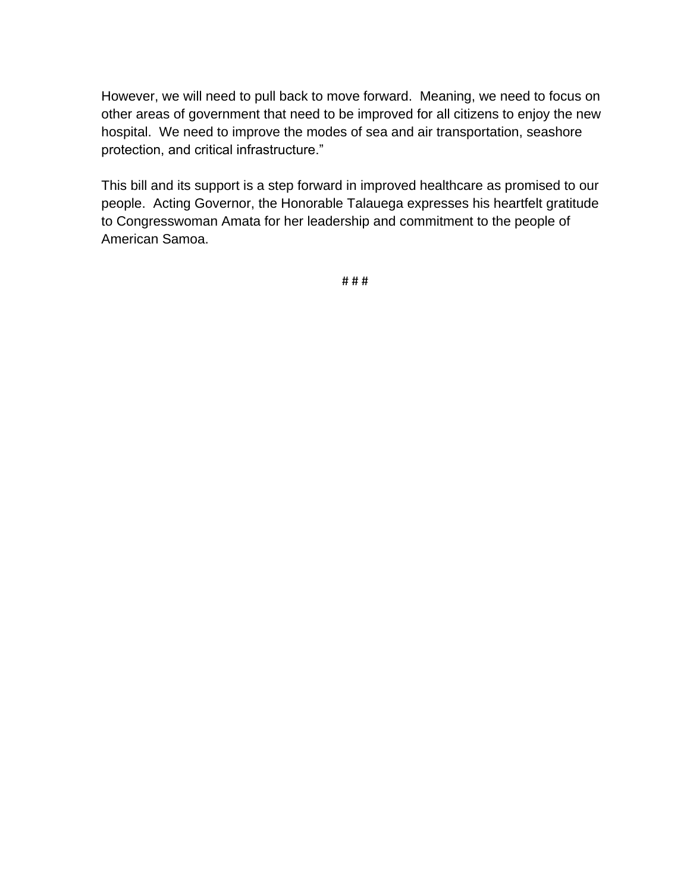However, we will need to pull back to move forward.  Meaning, we need to focus on other areas of government that need to be improved for all citizens to enjoy the new hospital.  We need to improve the modes of sea and air transportation, seashore protection, and critical infrastructure."

This bill and its support is a step forward in improved healthcare as promised to our people.  Acting Governor, the Honorable Talauega expresses his heartfelt gratitude to Congresswoman Amata for her leadership and commitment to the people of American Samoa.

# # #